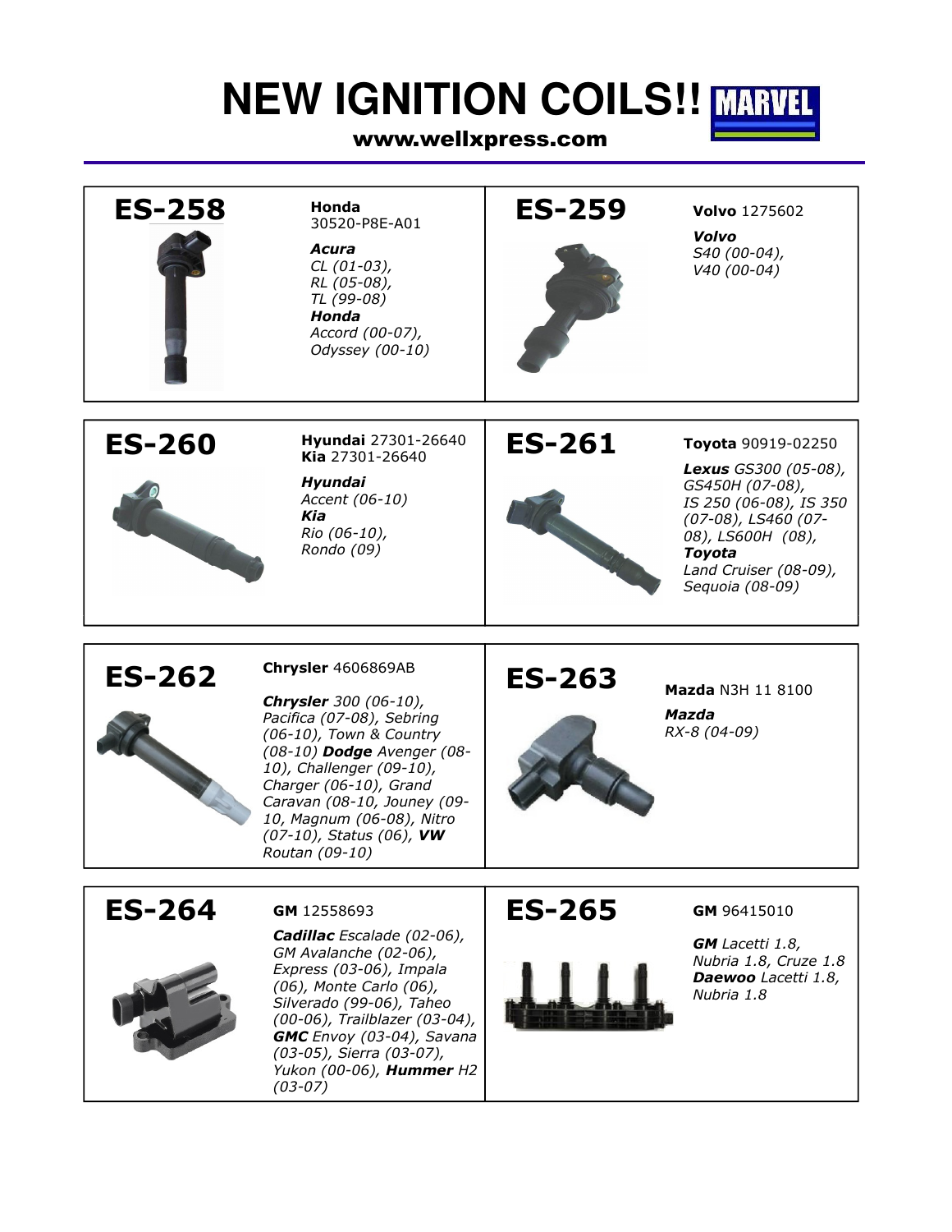# NEW IGNITION COILS!!

**www.wellxpress.com**

MARVEL

---

## ES-258

**Honda** 30520-P8E-A01

***Acura***
*CL (01-03),*
*RL (05-08),*
*TL (99-08)*
***Honda***
*Accord (00-07),*
*Odyssey (00-10)*

## ES-259

**Volvo** 1275602

***Volvo***
*S40 (00-04),*
*V40 (00-04)*

## ES-260

**Hyundai** 27301-26640
**Kia** 27301-26640

***Hyundai***
*Accent (06-10)*
***Kia***
*Rio (06-10),*
*Rondo (09)*

## ES-261

**Toyota** 90919-02250

***Lexus*** *GS300 (05-08), GS450H (07-08), IS 250 (06-08), IS 350 (07-08), LS460 (07-08), LS600H (08),*
***Toyota***
*Land Cruiser (08-09), Sequoia (08-09)*

## ES-262

**Chrysler** 4606869AB

***Chrysler*** *300 (06-10), Pacifica (07-08), Sebring (06-10), Town & Country (08-10)* ***Dodge*** *Avenger (08-10), Challenger (09-10), Charger (06-10), Grand Caravan (08-10, Jouney (09-10, Magnum (06-08), Nitro (07-10), Status (06),* ***VW*** *Routan (09-10)*

## ES-263

**Mazda** N3H 11 8100

***Mazda***
*RX-8 (04-09)*

## ES-264

**GM** 12558693

***Cadillac*** *Escalade (02-06), GM Avalanche (02-06), Express (03-06), Impala (06), Monte Carlo (06), Silverado (99-06), Taheo (00-06), Trailblazer (03-04),* ***GMC*** *Envoy (03-04), Savana (03-05), Sierra (03-07), Yukon (00-06),* ***Hummer*** *H2 (03-07)*

## ES-265

**GM** 96415010

***GM*** *Lacetti 1.8, Nubria 1.8, Cruze 1.8*
***Daewoo*** *Lacetti 1.8, Nubria 1.8*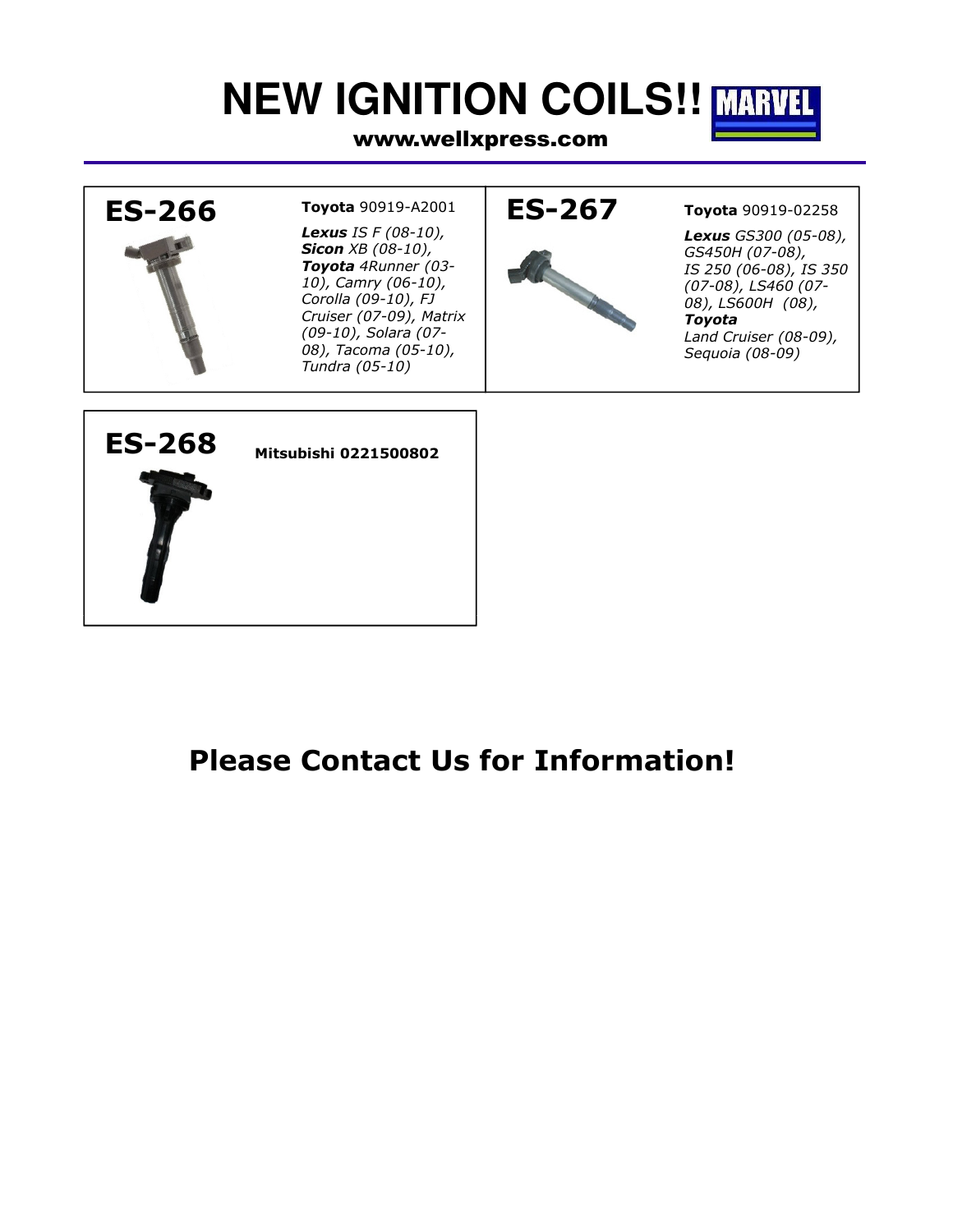# NEW IGNITION COILS!!

**www.wellxpress.com**

## ES-266

**Toyota** 90919-A2001

***Lexus*** *IS F (08-10),* ***Sicon*** *XB (08-10),* ***Toyota*** *4Runner (03-10), Camry (06-10), Corolla (09-10), FJ Cruiser (07-09), Matrix (09-10), Solara (07-08), Tacoma (05-10), Tundra (05-10)*

## ES-267

**Toyota** 90919-02258

***Lexus*** *GS300 (05-08), GS450H (07-08), IS 250 (06-08), IS 350 (07-08), LS460 (07-08), LS600H (08),* ***Toyota*** *Land Cruiser (08-09), Sequoia (08-09)*

## ES-268

**Mitsubishi 0221500802**

## Please Contact Us for Information!